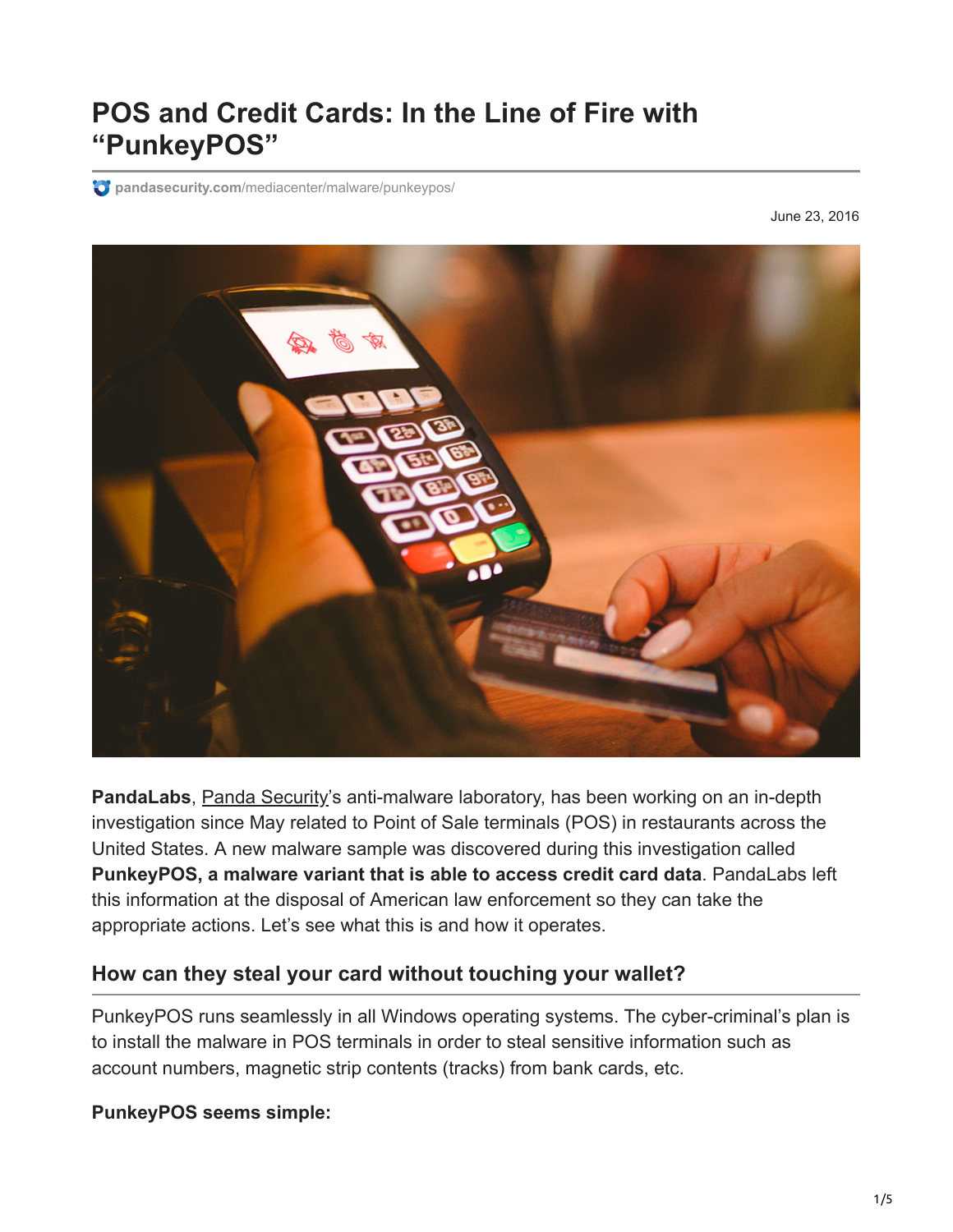# POS and Credit Cards: In the Line of Fire with "PunkeyPOS"

pandasecurity.com/mediacenter/malware/punkeypos/

June 23, 2016

**PandaLabs**, Panda Security's anti-malware laboratory, has been working on an in-depth investigation since May related to Point of Sale terminals (POS) in restaurants across the United States. A new malware sample was discovered during this investigation called **PunkeyPOS, a malware variant that is able to access credit card data**. PandaLabs left this information at the disposal of American law enforcement so they can take the appropriate actions. Let's see what this is and how it operates.

## How can they steal your card without touching your wallet?

PunkeyPOS runs seamlessly in all Windows operating systems. The cyber-criminal's plan is to install the malware in POS terminals in order to steal sensitive information such as account numbers, magnetic strip contents (tracks) from bank cards, etc.

**PunkeyPOS seems simple:**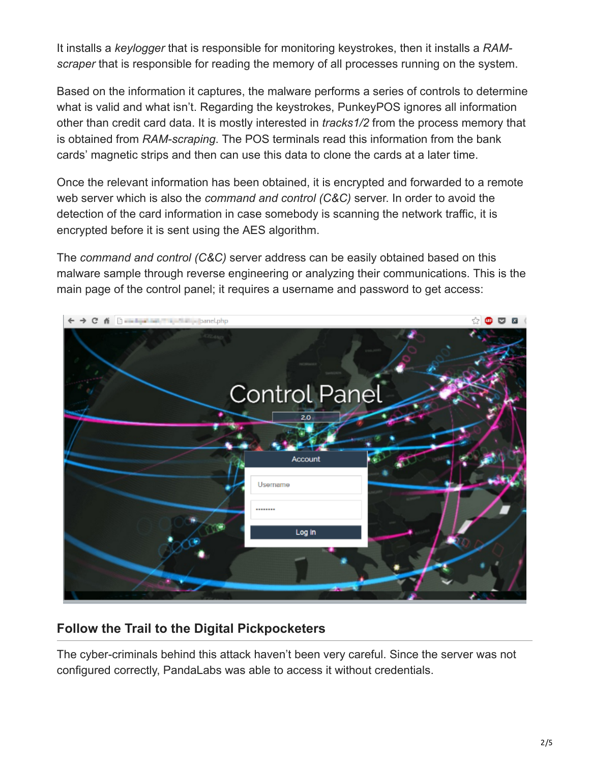It installs a *keylogger* that is responsible for monitoring keystrokes, then it installs a *RAM-scraper* that is responsible for reading the memory of all processes running on the system.

Based on the information it captures, the malware performs a series of controls to determine what is valid and what isn't. Regarding the keystrokes, PunkeyPOS ignores all information other than credit card data. It is mostly interested in *tracks1/2* from the process memory that is obtained from *RAM-scraping*. The POS terminals read this information from the bank cards' magnetic strips and then can use this data to clone the cards at a later time.

Once the relevant information has been obtained, it is encrypted and forwarded to a remote web server which is also the *command and control (C&C)* server. In order to avoid the detection of the card information in case somebody is scanning the network traffic, it is encrypted before it is sent using the AES algorithm.

The *command and control (C&C)* server address can be easily obtained based on this malware sample through reverse engineering or analyzing their communications. This is the main page of the control panel; it requires a username and password to get access:

## Follow the Trail to the Digital Pickpocketers

The cyber-criminals behind this attack haven't been very careful. Since the server was not configured correctly, PandaLabs was able to access it without credentials.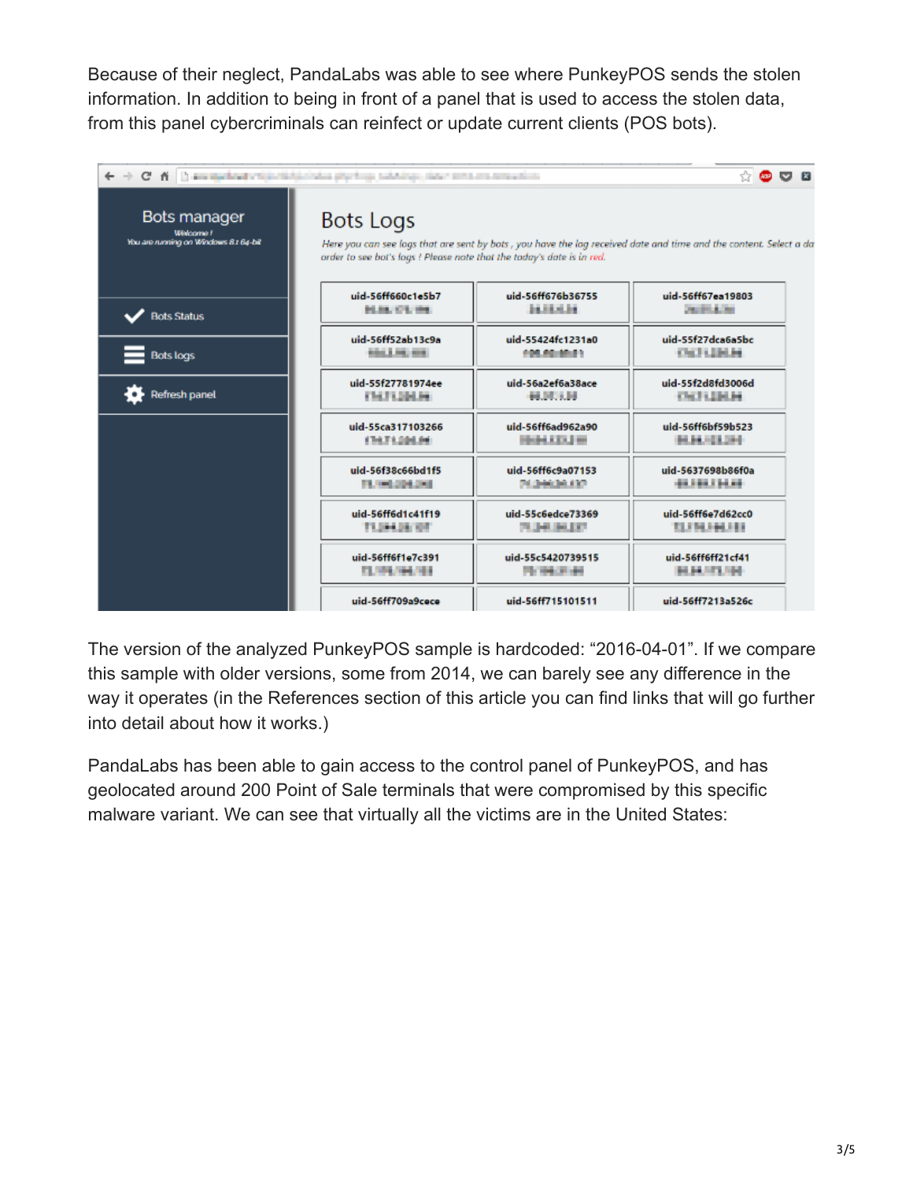Because of their neglect, PandaLabs was able to see where PunkeyPOS sends the stolen information. In addition to being in front of a panel that is used to access the stolen data, from this panel cybercriminals can reinfect or update current clients (POS bots).

The version of the analyzed PunkeyPOS sample is hardcoded: “2016-04-01”. If we compare this sample with older versions, some from 2014, we can barely see any difference in the way it operates (in the References section of this article you can find links that will go further into detail about how it works.)

PandaLabs has been able to gain access to the control panel of PunkeyPOS, and has geolocated around 200 Point of Sale terminals that were compromised by this specific malware variant. We can see that virtually all the victims are in the United States: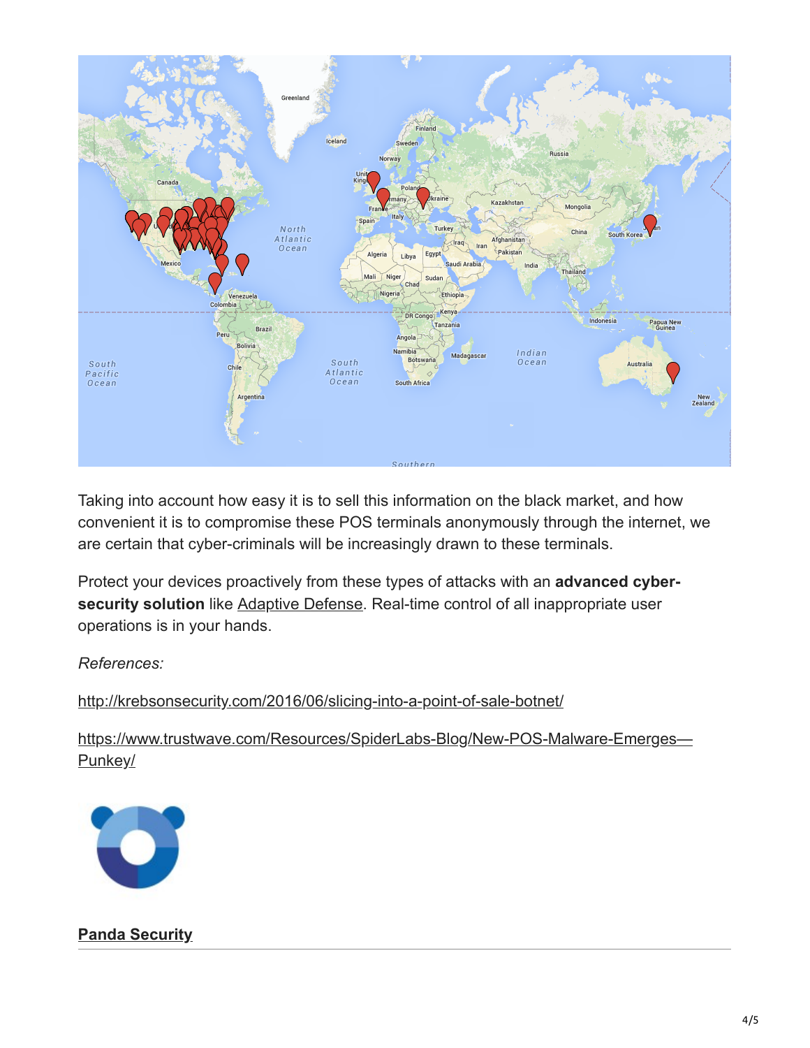Taking into account how easy it is to sell this information on the black market, and how convenient it is to compromise these POS terminals anonymously through the internet, we are certain that cyber-criminals will be increasingly drawn to these terminals.

Protect your devices proactively from these types of attacks with an **advanced cyber-security solution** like Adaptive Defense. Real-time control of all inappropriate user operations is in your hands.

*References:*

http://krebsonsecurity.com/2016/06/slicing-into-a-point-of-sale-botnet/

https://www.trustwave.com/Resources/SpiderLabs-Blog/New-POS-Malware-Emerges—Punkey/

**Panda Security**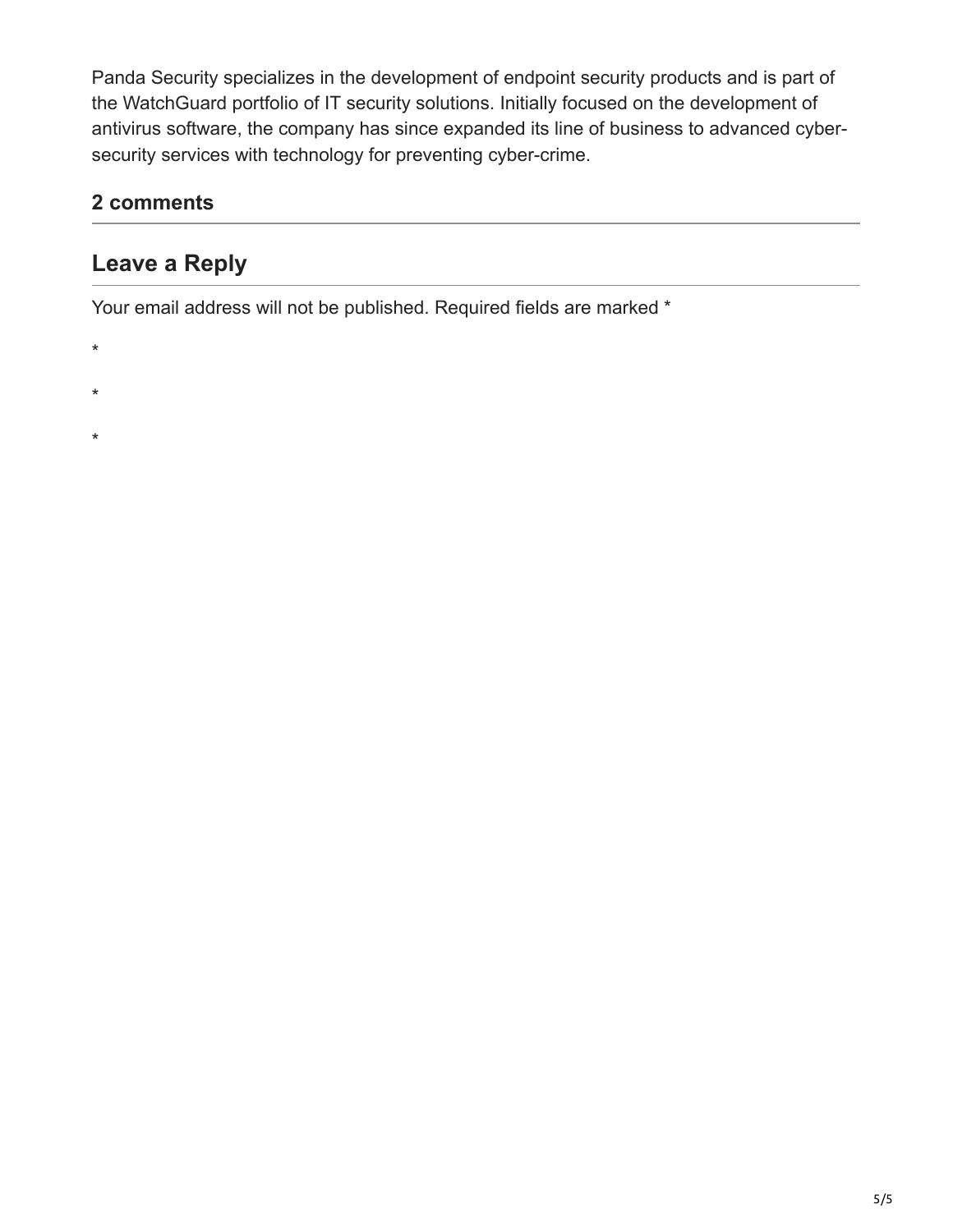Panda Security specializes in the development of endpoint security products and is part of the WatchGuard portfolio of IT security solutions. Initially focused on the development of antivirus software, the company has since expanded its line of business to advanced cyber-security services with technology for preventing cyber-crime.

### 2 comments

## Leave a Reply

Your email address will not be published. Required fields are marked *

*

*

*